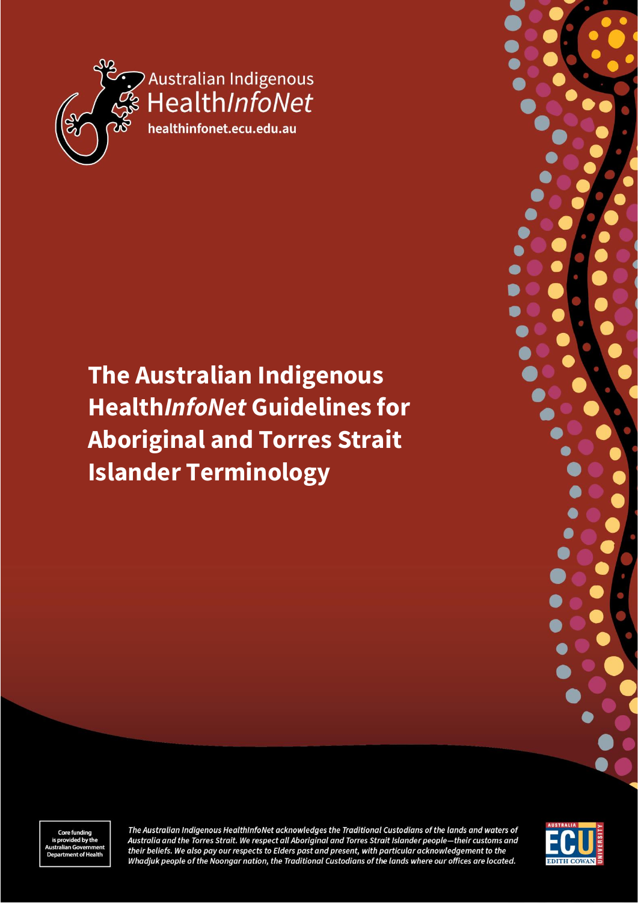Australian Indigenous Health*InfoNet*
healthinfonet.ecu.edu.au

# The Australian Indigenous Health*InfoNet* Guidelines for Aboriginal and Torres Strait Islander Terminology

Core funding is provided by the Australian Government Department of Health

*The Australian Indigenous HealthInfoNet acknowledges the Traditional Custodians of the lands and waters of Australia and the Torres Strait. We respect all Aboriginal and Torres Strait Islander people—their customs and their beliefs. We also pay our respects to Elders past and present, with particular acknowledgement to the Whadjuk people of the Noongar nation, the Traditional Custodians of the lands where our offices are located.*

AUSTRALIA ECU EDITH COWAN UNIVERSITY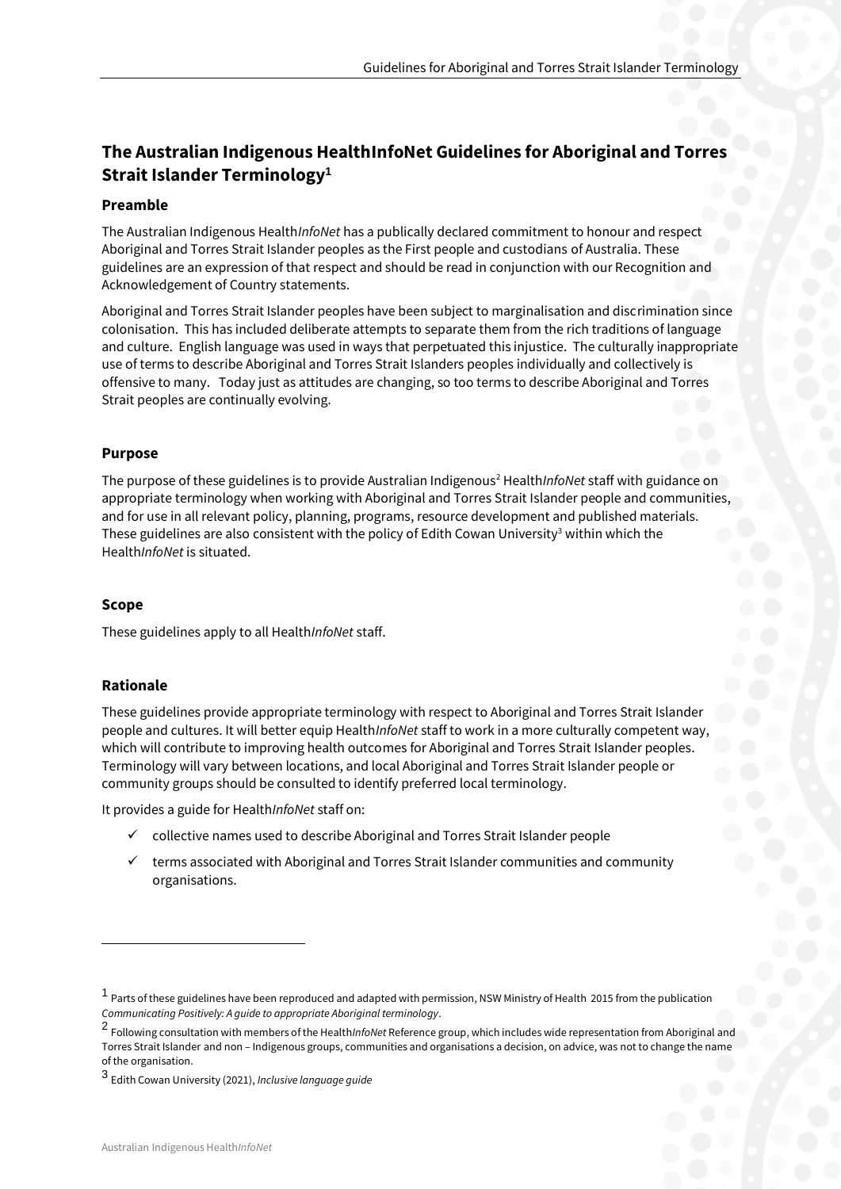## The Australian Indigenous HealthInfoNet Guidelines for Aboriginal and Torres Strait Islander Terminology[1]

### Preamble

The Australian Indigenous Health*InfoNet* has a publically declared commitment to honour and respect Aboriginal and Torres Strait Islander peoples as the First people and custodians of Australia. These guidelines are an expression of that respect and should be read in conjunction with our Recognition and Acknowledgement of Country statements.

Aboriginal and Torres Strait Islander peoples have been subject to marginalisation and discrimination since colonisation. This has included deliberate attempts to separate them from the rich traditions of language and culture. English language was used in ways that perpetuated this injustice. The culturally inappropriate use of terms to describe Aboriginal and Torres Strait Islanders peoples individually and collectively is offensive to many. Today just as attitudes are changing, so too terms to describe Aboriginal and Torres Strait peoples are continually evolving.

### Purpose

The purpose of these guidelines is to provide Australian Indigenous[2] Health*InfoNet* staff with guidance on appropriate terminology when working with Aboriginal and Torres Strait Islander people and communities, and for use in all relevant policy, planning, programs, resource development and published materials. These guidelines are also consistent with the policy of Edith Cowan University[3] within which the Health*InfoNet* is situated.

### Scope

These guidelines apply to all Health*InfoNet* staff.

### Rationale

These guidelines provide appropriate terminology with respect to Aboriginal and Torres Strait Islander people and cultures. It will better equip Health*InfoNet* staff to work in a more culturally competent way, which will contribute to improving health outcomes for Aboriginal and Torres Strait Islander peoples. Terminology will vary between locations, and local Aboriginal and Torres Strait Islander people or community groups should be consulted to identify preferred local terminology.

It provides a guide for Health*InfoNet* staff on:

- ✓ collective names used to describe Aboriginal and Torres Strait Islander people
- ✓ terms associated with Aboriginal and Torres Strait Islander communities and community organisations.

---

[1] Parts of these guidelines have been reproduced and adapted with permission, NSW Ministry of Health 2015 from the publication *Communicating Positively: A guide to appropriate Aboriginal terminology*.

[2] Following consultation with members of the Health*InfoNet* Reference group, which includes wide representation from Aboriginal and Torres Strait Islander and non – Indigenous groups, communities and organisations a decision, on advice, was not to change the name of the organisation.

[3] Edith Cowan University (2021), *Inclusive language guide*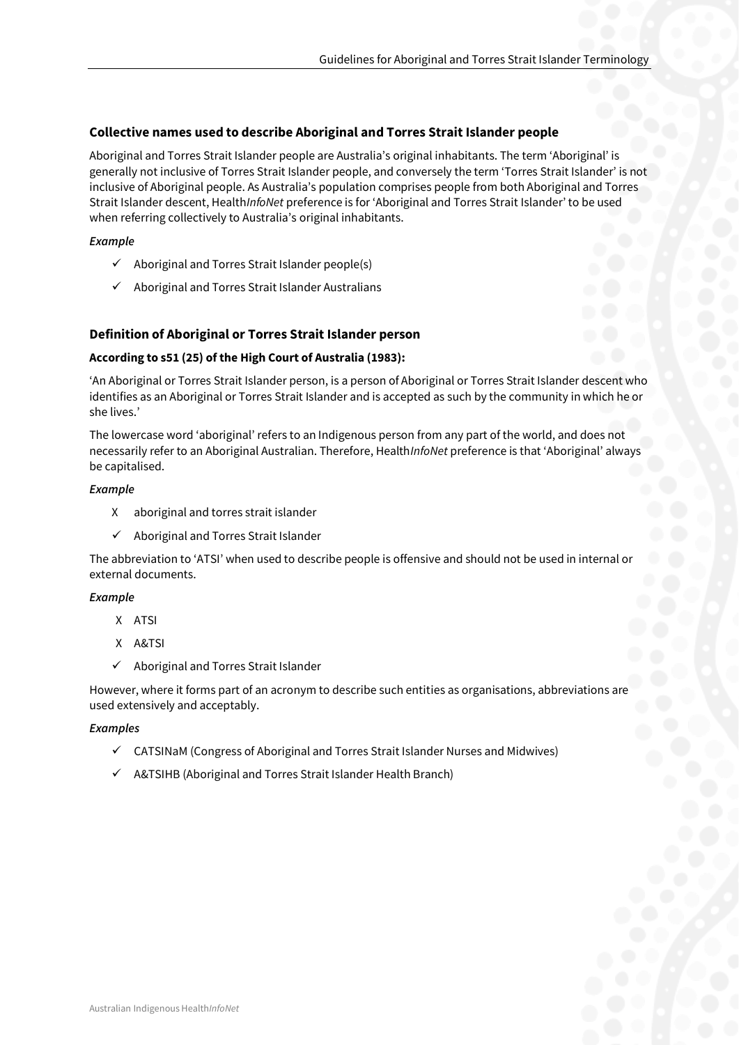## Collective names used to describe Aboriginal and Torres Strait Islander people

Aboriginal and Torres Strait Islander people are Australia's original inhabitants. The term 'Aboriginal' is generally not inclusive of Torres Strait Islander people, and conversely the term 'Torres Strait Islander' is not inclusive of Aboriginal people. As Australia's population comprises people from both Aboriginal and Torres Strait Islander descent, Health*InfoNet* preference is for 'Aboriginal and Torres Strait Islander' to be used when referring collectively to Australia's original inhabitants.

***Example***

- ✓ Aboriginal and Torres Strait Islander people(s)
- ✓ Aboriginal and Torres Strait Islander Australians

## Definition of Aboriginal or Torres Strait Islander person

### According to s51 (25) of the High Court of Australia (1983):

'An Aboriginal or Torres Strait Islander person, is a person of Aboriginal or Torres Strait Islander descent who identifies as an Aboriginal or Torres Strait Islander and is accepted as such by the community in which he or she lives.'

The lowercase word 'aboriginal' refers to an Indigenous person from any part of the world, and does not necessarily refer to an Aboriginal Australian. Therefore, Health*InfoNet* preference is that 'Aboriginal' always be capitalised.

***Example***

- X aboriginal and torres strait islander
- ✓ Aboriginal and Torres Strait Islander

The abbreviation to 'ATSI' when used to describe people is offensive and should not be used in internal or external documents.

***Example***

- X ATSI
- X A&TSI
- ✓ Aboriginal and Torres Strait Islander

However, where it forms part of an acronym to describe such entities as organisations, abbreviations are used extensively and acceptably.

***Examples***

- ✓ CATSINaM (Congress of Aboriginal and Torres Strait Islander Nurses and Midwives)
- ✓ A&TSIHB (Aboriginal and Torres Strait Islander Health Branch)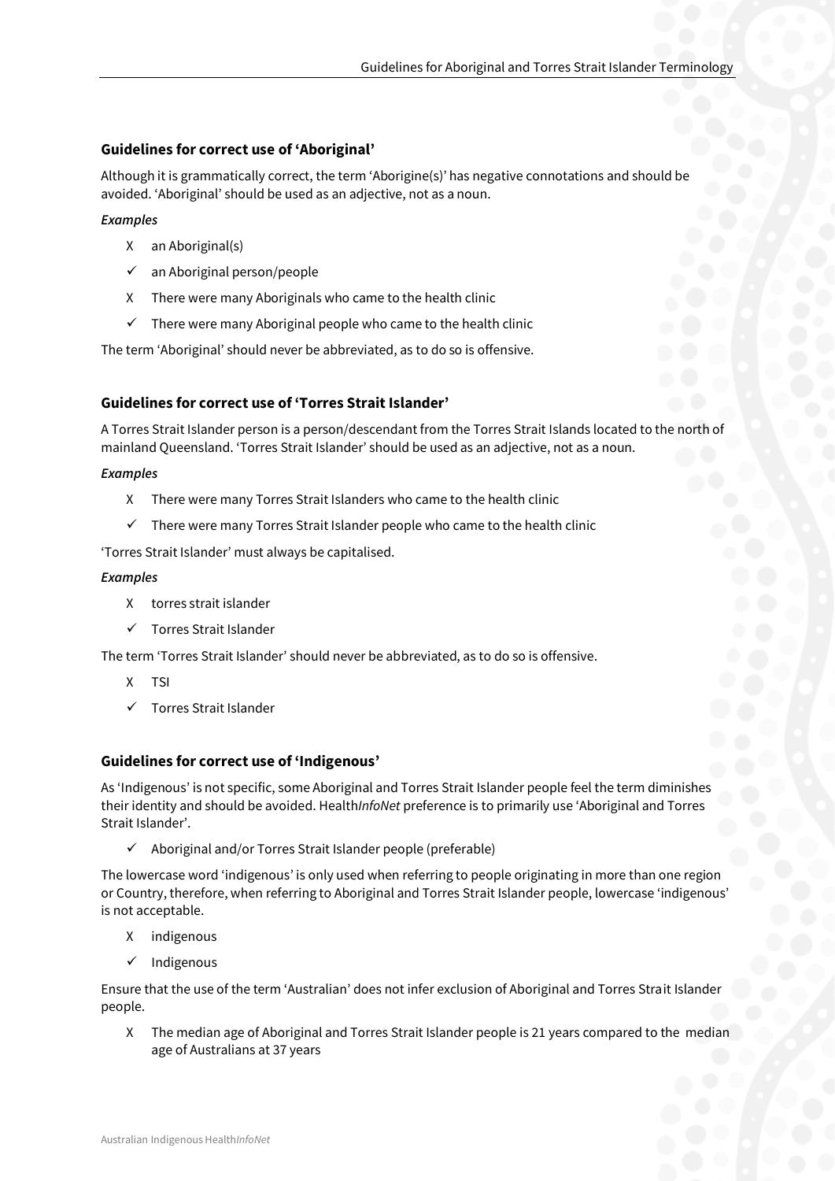## Guidelines for correct use of 'Aboriginal'

Although it is grammatically correct, the term 'Aborigine(s)' has negative connotations and should be avoided. 'Aboriginal' should be used as an adjective, not as a noun.

***Examples***

- X an Aboriginal(s)
- ✓ an Aboriginal person/people
- X There were many Aboriginals who came to the health clinic
- ✓ There were many Aboriginal people who came to the health clinic

The term 'Aboriginal' should never be abbreviated, as to do so is offensive.

## Guidelines for correct use of 'Torres Strait Islander'

A Torres Strait Islander person is a person/descendant from the Torres Strait Islands located to the north of mainland Queensland. 'Torres Strait Islander' should be used as an adjective, not as a noun.

***Examples***

- X There were many Torres Strait Islanders who came to the health clinic
- ✓ There were many Torres Strait Islander people who came to the health clinic

'Torres Strait Islander' must always be capitalised.

***Examples***

- X torres strait islander
- ✓ Torres Strait Islander

The term 'Torres Strait Islander' should never be abbreviated, as to do so is offensive.

- X TSI
- ✓ Torres Strait Islander

## Guidelines for correct use of 'Indigenous'

As 'Indigenous' is not specific, some Aboriginal and Torres Strait Islander people feel the term diminishes their identity and should be avoided. Health*InfoNet* preference is to primarily use 'Aboriginal and Torres Strait Islander'.

- ✓ Aboriginal and/or Torres Strait Islander people (preferable)

The lowercase word 'indigenous' is only used when referring to people originating in more than one region or Country, therefore, when referring to Aboriginal and Torres Strait Islander people, lowercase 'indigenous' is not acceptable.

- X indigenous
- ✓ Indigenous

Ensure that the use of the term 'Australian' does not infer exclusion of Aboriginal and Torres Strait Islander people.

- X The median age of Aboriginal and Torres Strait Islander people is 21 years compared to the median age of Australians at 37 years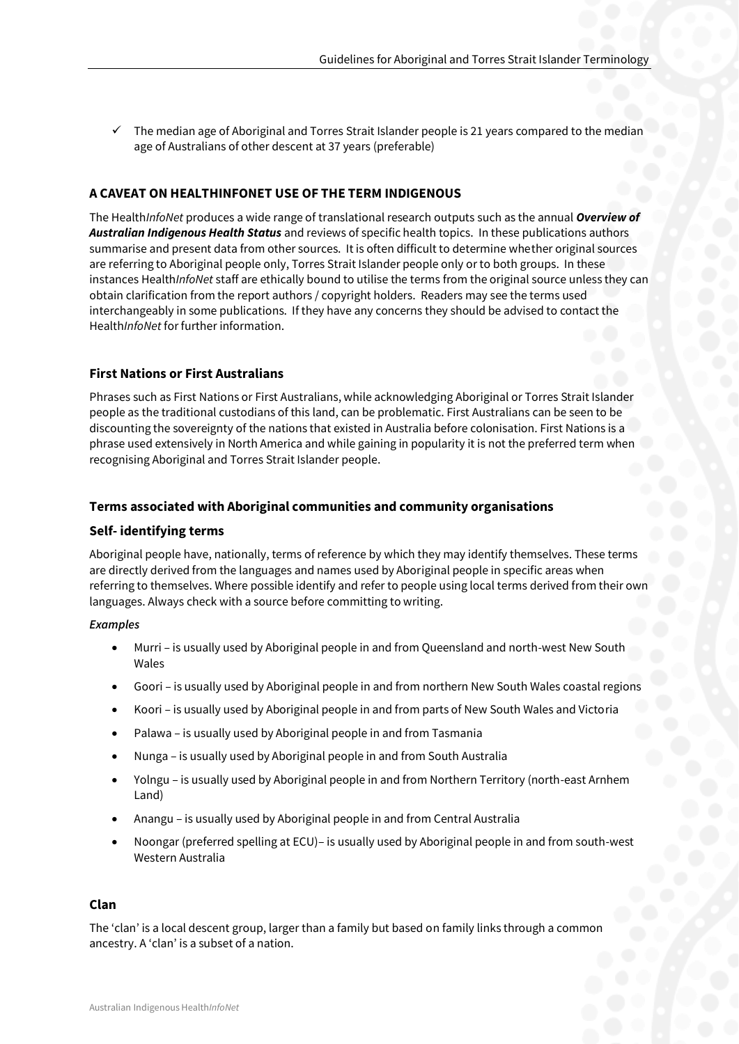- ✓ The median age of Aboriginal and Torres Strait Islander people is 21 years compared to the median age of Australians of other descent at 37 years (preferable)

## A CAVEAT ON HEALTHINFONET USE OF THE TERM INDIGENOUS

The Health*InfoNet* produces a wide range of translational research outputs such as the annual ***Overview of Australian Indigenous Health Status*** and reviews of specific health topics. In these publications authors summarise and present data from other sources. It is often difficult to determine whether original sources are referring to Aboriginal people only, Torres Strait Islander people only or to both groups. In these instances Health*InfoNet* staff are ethically bound to utilise the terms from the original source unless they can obtain clarification from the report authors / copyright holders. Readers may see the terms used interchangeably in some publications. If they have any concerns they should be advised to contact the Health*InfoNet* for further information.

## First Nations or First Australians

Phrases such as First Nations or First Australians, while acknowledging Aboriginal or Torres Strait Islander people as the traditional custodians of this land, can be problematic. First Australians can be seen to be discounting the sovereignty of the nations that existed in Australia before colonisation. First Nations is a phrase used extensively in North America and while gaining in popularity it is not the preferred term when recognising Aboriginal and Torres Strait Islander people.

## Terms associated with Aboriginal communities and community organisations

### Self- identifying terms

Aboriginal people have, nationally, terms of reference by which they may identify themselves. These terms are directly derived from the languages and names used by Aboriginal people in specific areas when referring to themselves. Where possible identify and refer to people using local terms derived from their own languages. Always check with a source before committing to writing.

*Examples*

- Murri – is usually used by Aboriginal people in and from Queensland and north-west New South Wales
- Goori – is usually used by Aboriginal people in and from northern New South Wales coastal regions
- Koori – is usually used by Aboriginal people in and from parts of New South Wales and Victoria
- Palawa – is usually used by Aboriginal people in and from Tasmania
- Nunga – is usually used by Aboriginal people in and from South Australia
- Yolngu – is usually used by Aboriginal people in and from Northern Territory (north-east Arnhem Land)
- Anangu – is usually used by Aboriginal people in and from Central Australia
- Noongar (preferred spelling at ECU)– is usually used by Aboriginal people in and from south-west Western Australia

### Clan

The 'clan' is a local descent group, larger than a family but based on family links through a common ancestry. A 'clan' is a subset of a nation.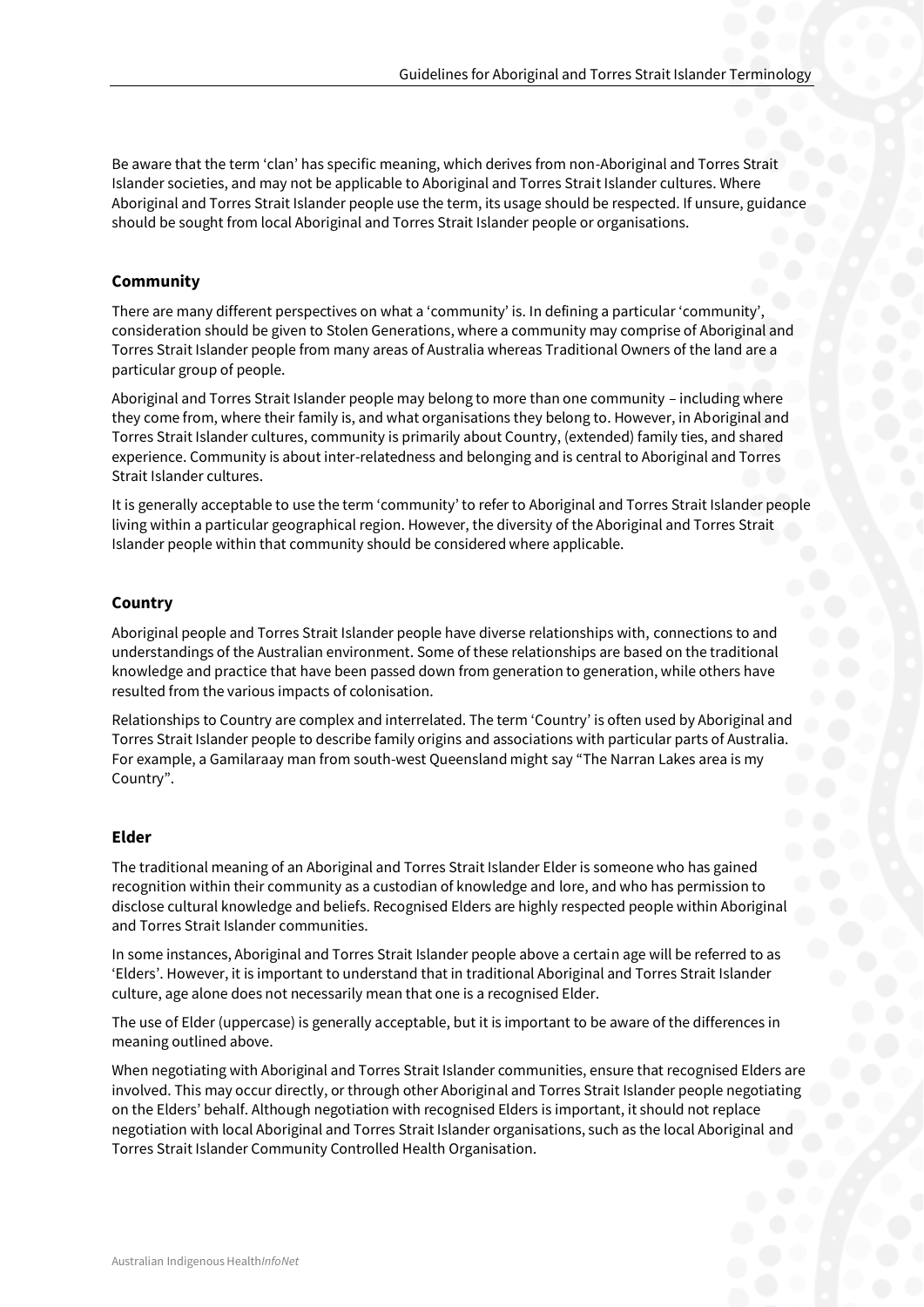Be aware that the term 'clan' has specific meaning, which derives from non-Aboriginal and Torres Strait Islander societies, and may not be applicable to Aboriginal and Torres Strait Islander cultures. Where Aboriginal and Torres Strait Islander people use the term, its usage should be respected. If unsure, guidance should be sought from local Aboriginal and Torres Strait Islander people or organisations.

## Community

There are many different perspectives on what a 'community' is. In defining a particular 'community', consideration should be given to Stolen Generations, where a community may comprise of Aboriginal and Torres Strait Islander people from many areas of Australia whereas Traditional Owners of the land are a particular group of people.

Aboriginal and Torres Strait Islander people may belong to more than one community – including where they come from, where their family is, and what organisations they belong to. However, in Aboriginal and Torres Strait Islander cultures, community is primarily about Country, (extended) family ties, and shared experience. Community is about inter-relatedness and belonging and is central to Aboriginal and Torres Strait Islander cultures.

It is generally acceptable to use the term 'community' to refer to Aboriginal and Torres Strait Islander people living within a particular geographical region. However, the diversity of the Aboriginal and Torres Strait Islander people within that community should be considered where applicable.

## Country

Aboriginal people and Torres Strait Islander people have diverse relationships with, connections to and understandings of the Australian environment. Some of these relationships are based on the traditional knowledge and practice that have been passed down from generation to generation, while others have resulted from the various impacts of colonisation.

Relationships to Country are complex and interrelated. The term 'Country' is often used by Aboriginal and Torres Strait Islander people to describe family origins and associations with particular parts of Australia. For example, a Gamilaraay man from south-west Queensland might say "The Narran Lakes area is my Country".

## Elder

The traditional meaning of an Aboriginal and Torres Strait Islander Elder is someone who has gained recognition within their community as a custodian of knowledge and lore, and who has permission to disclose cultural knowledge and beliefs. Recognised Elders are highly respected people within Aboriginal and Torres Strait Islander communities.

In some instances, Aboriginal and Torres Strait Islander people above a certain age will be referred to as 'Elders'. However, it is important to understand that in traditional Aboriginal and Torres Strait Islander culture, age alone does not necessarily mean that one is a recognised Elder.

The use of Elder (uppercase) is generally acceptable, but it is important to be aware of the differences in meaning outlined above.

When negotiating with Aboriginal and Torres Strait Islander communities, ensure that recognised Elders are involved. This may occur directly, or through other Aboriginal and Torres Strait Islander people negotiating on the Elders' behalf. Although negotiation with recognised Elders is important, it should not replace negotiation with local Aboriginal and Torres Strait Islander organisations, such as the local Aboriginal and Torres Strait Islander Community Controlled Health Organisation.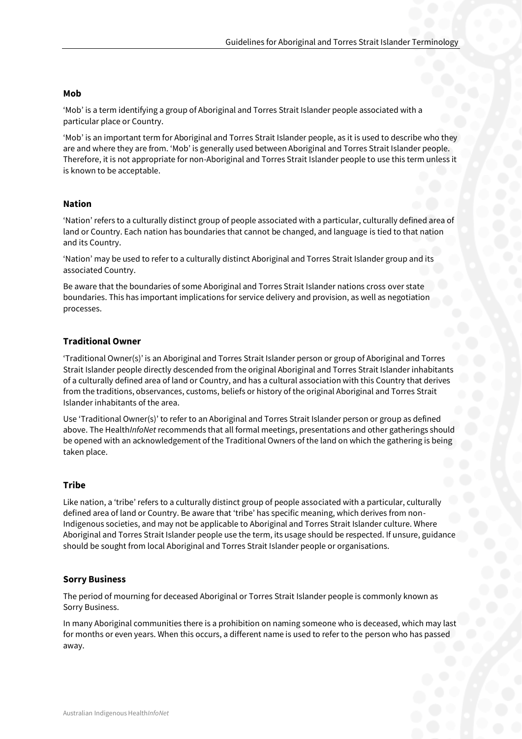### Mob

'Mob' is a term identifying a group of Aboriginal and Torres Strait Islander people associated with a particular place or Country.

'Mob' is an important term for Aboriginal and Torres Strait Islander people, as it is used to describe who they are and where they are from. 'Mob' is generally used between Aboriginal and Torres Strait Islander people. Therefore, it is not appropriate for non-Aboriginal and Torres Strait Islander people to use this term unless it is known to be acceptable.

### Nation

'Nation' refers to a culturally distinct group of people associated with a particular, culturally defined area of land or Country. Each nation has boundaries that cannot be changed, and language is tied to that nation and its Country.

'Nation' may be used to refer to a culturally distinct Aboriginal and Torres Strait Islander group and its associated Country.

Be aware that the boundaries of some Aboriginal and Torres Strait Islander nations cross over state boundaries. This has important implications for service delivery and provision, as well as negotiation processes.

### Traditional Owner

'Traditional Owner(s)' is an Aboriginal and Torres Strait Islander person or group of Aboriginal and Torres Strait Islander people directly descended from the original Aboriginal and Torres Strait Islander inhabitants of a culturally defined area of land or Country, and has a cultural association with this Country that derives from the traditions, observances, customs, beliefs or history of the original Aboriginal and Torres Strait Islander inhabitants of the area.

Use 'Traditional Owner(s)' to refer to an Aboriginal and Torres Strait Islander person or group as defined above. The Health*InfoNet* recommends that all formal meetings, presentations and other gatherings should be opened with an acknowledgement of the Traditional Owners of the land on which the gathering is being taken place.

### Tribe

Like nation, a 'tribe' refers to a culturally distinct group of people associated with a particular, culturally defined area of land or Country. Be aware that 'tribe' has specific meaning, which derives from non-Indigenous societies, and may not be applicable to Aboriginal and Torres Strait Islander culture. Where Aboriginal and Torres Strait Islander people use the term, its usage should be respected. If unsure, guidance should be sought from local Aboriginal and Torres Strait Islander people or organisations.

### Sorry Business

The period of mourning for deceased Aboriginal or Torres Strait Islander people is commonly known as Sorry Business.

In many Aboriginal communities there is a prohibition on naming someone who is deceased, which may last for months or even years. When this occurs, a different name is used to refer to the person who has passed away.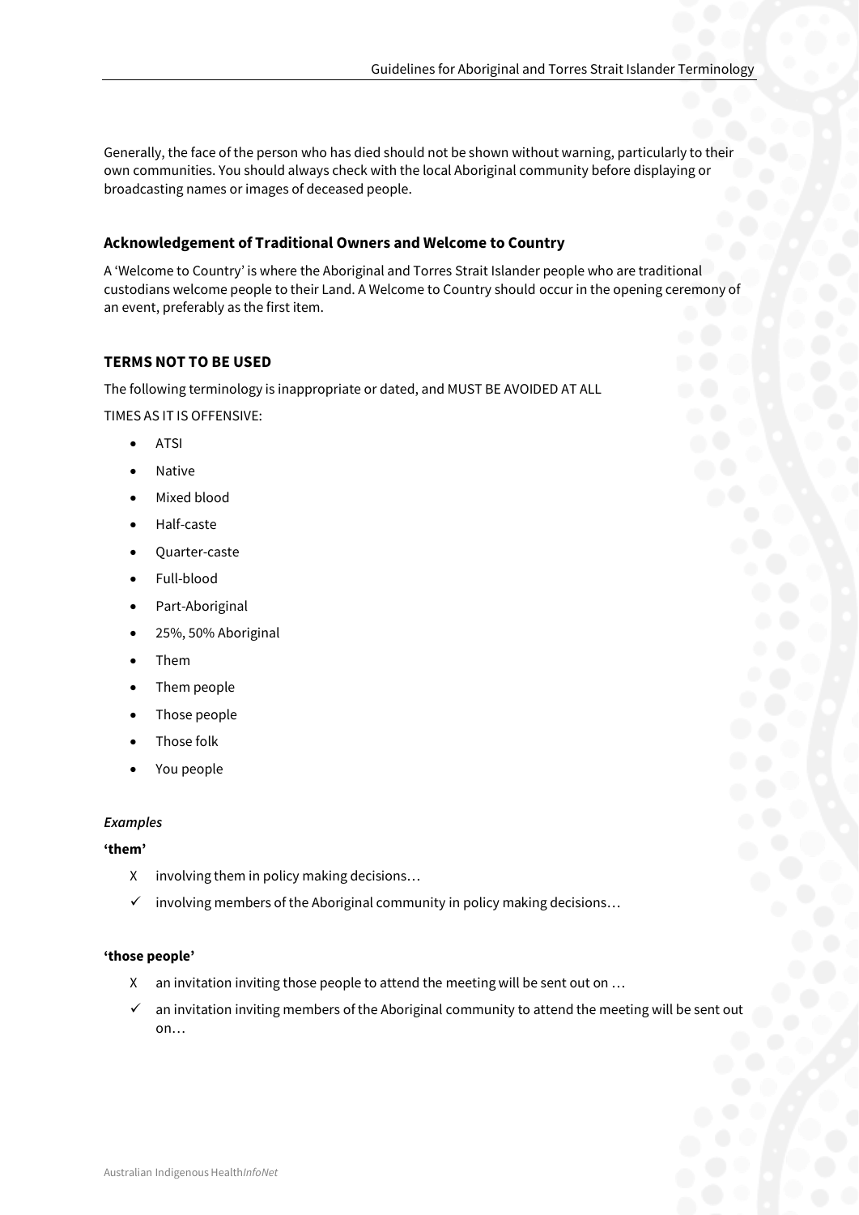Generally, the face of the person who has died should not be shown without warning, particularly to their own communities. You should always check with the local Aboriginal community before displaying or broadcasting names or images of deceased people.

### Acknowledgement of Traditional Owners and Welcome to Country

A 'Welcome to Country' is where the Aboriginal and Torres Strait Islander people who are traditional custodians welcome people to their Land. A Welcome to Country should occur in the opening ceremony of an event, preferably as the first item.

### TERMS NOT TO BE USED

The following terminology is inappropriate or dated, and MUST BE AVOIDED AT ALL TIMES AS IT IS OFFENSIVE:

- ATSI
- Native
- Mixed blood
- Half-caste
- Quarter-caste
- Full-blood
- Part-Aboriginal
- 25%, 50% Aboriginal
- Them
- Them people
- Those people
- Those folk
- You people

*Examples*

**'them'**

- X involving them in policy making decisions…
- ✓ involving members of the Aboriginal community in policy making decisions…

**'those people'**

- X an invitation inviting those people to attend the meeting will be sent out on …
- ✓ an invitation inviting members of the Aboriginal community to attend the meeting will be sent out on…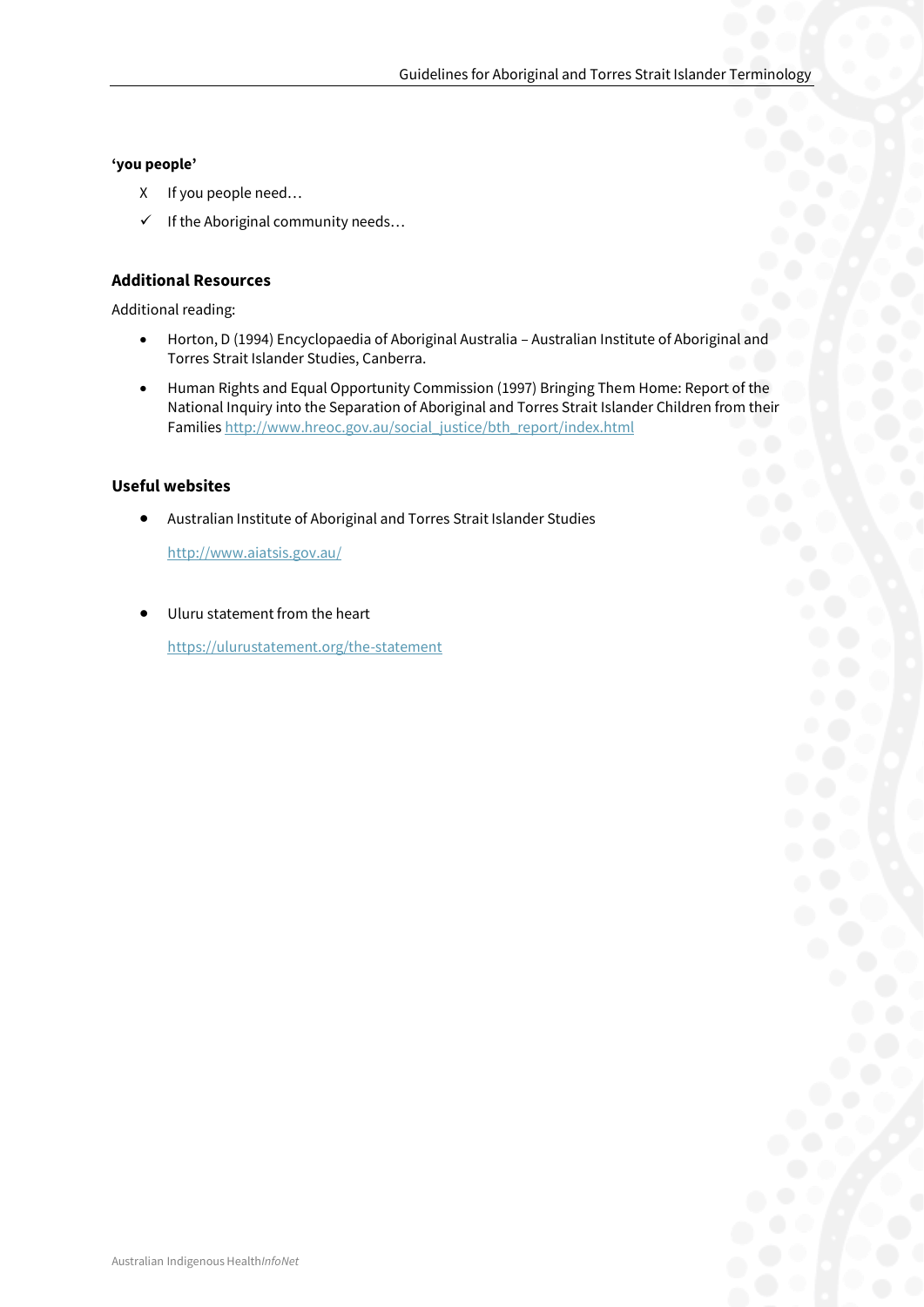**'you people'**

X If you people need…

✓ If the Aboriginal community needs…

## Additional Resources

Additional reading:

- Horton, D (1994) Encyclopaedia of Aboriginal Australia – Australian Institute of Aboriginal and Torres Strait Islander Studies, Canberra.
- Human Rights and Equal Opportunity Commission (1997) Bringing Them Home: Report of the National Inquiry into the Separation of Aboriginal and Torres Strait Islander Children from their Families http://www.hreoc.gov.au/social_justice/bth_report/index.html

## Useful websites

- Australian Institute of Aboriginal and Torres Strait Islander Studies

  http://www.aiatsis.gov.au/

- Uluru statement from the heart

  https://ulurustatement.org/the-statement